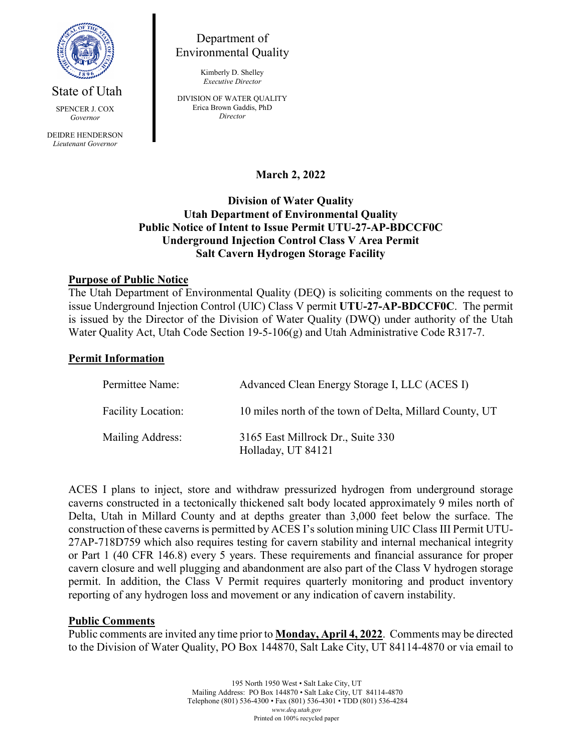State of Utah

SPENCER J. COX
*Governor*

DEIDRE HENDERSON
*Lieutenant Governor*

Department of Environmental Quality

Kimberly D. Shelley
*Executive Director*

DIVISION OF WATER QUALITY
Erica Brown Gaddis, PhD
*Director*

**March 2, 2022**

**Division of Water Quality**
**Utah Department of Environmental Quality**
**Public Notice of Intent to Issue Permit UTU-27-AP-BDCCF0C**
**Underground Injection Control Class V Area Permit**
**Salt Cavern Hydrogen Storage Facility**

## Purpose of Public Notice

The Utah Department of Environmental Quality (DEQ) is soliciting comments on the request to issue Underground Injection Control (UIC) Class V permit **UTU-27-AP-BDCCF0C**. The permit is issued by the Director of the Division of Water Quality (DWQ) under authority of the Utah Water Quality Act, Utah Code Section 19-5-106(g) and Utah Administrative Code R317-7.

## Permit Information

| | |
|---|---|
| Permittee Name: | Advanced Clean Energy Storage I, LLC (ACES I) |
| Facility Location: | 10 miles north of the town of Delta, Millard County, UT |
| Mailing Address: | 3165 East Millrock Dr., Suite 330<br>Holladay, UT 84121 |

ACES I plans to inject, store and withdraw pressurized hydrogen from underground storage caverns constructed in a tectonically thickened salt body located approximately 9 miles north of Delta, Utah in Millard County and at depths greater than 3,000 feet below the surface. The construction of these caverns is permitted by ACES I's solution mining UIC Class III Permit UTU-27AP-718D759 which also requires testing for cavern stability and internal mechanical integrity or Part 1 (40 CFR 146.8) every 5 years. These requirements and financial assurance for proper cavern closure and well plugging and abandonment are also part of the Class V hydrogen storage permit. In addition, the Class V Permit requires quarterly monitoring and product inventory reporting of any hydrogen loss and movement or any indication of cavern instability.

## Public Comments

Public comments are invited any time prior to **Monday, April 4, 2022**. Comments may be directed to the Division of Water Quality, PO Box 144870, Salt Lake City, UT 84114-4870 or via email to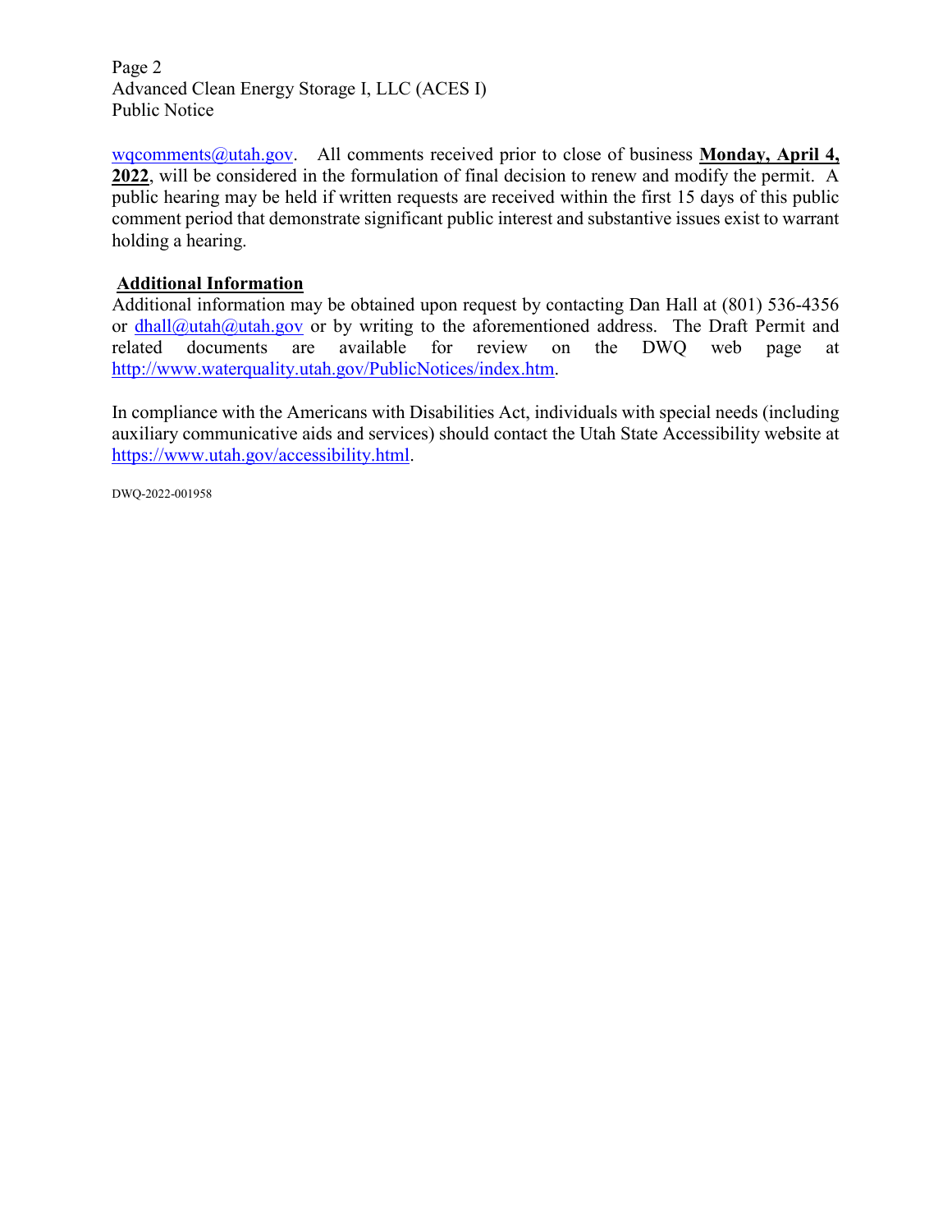wqcomments@utah.gov. All comments received prior to close of business **Monday, April 4, 2022**, will be considered in the formulation of final decision to renew and modify the permit. A public hearing may be held if written requests are received within the first 15 days of this public comment period that demonstrate significant public interest and substantive issues exist to warrant holding a hearing.

**Additional Information**

Additional information may be obtained upon request by contacting Dan Hall at (801) 536-4356 or dhall@utah@utah.gov or by writing to the aforementioned address. The Draft Permit and related documents are available for review on the DWQ web page at http://www.waterquality.utah.gov/PublicNotices/index.htm.

In compliance with the Americans with Disabilities Act, individuals with special needs (including auxiliary communicative aids and services) should contact the Utah State Accessibility website at https://www.utah.gov/accessibility.html.

DWQ-2022-001958